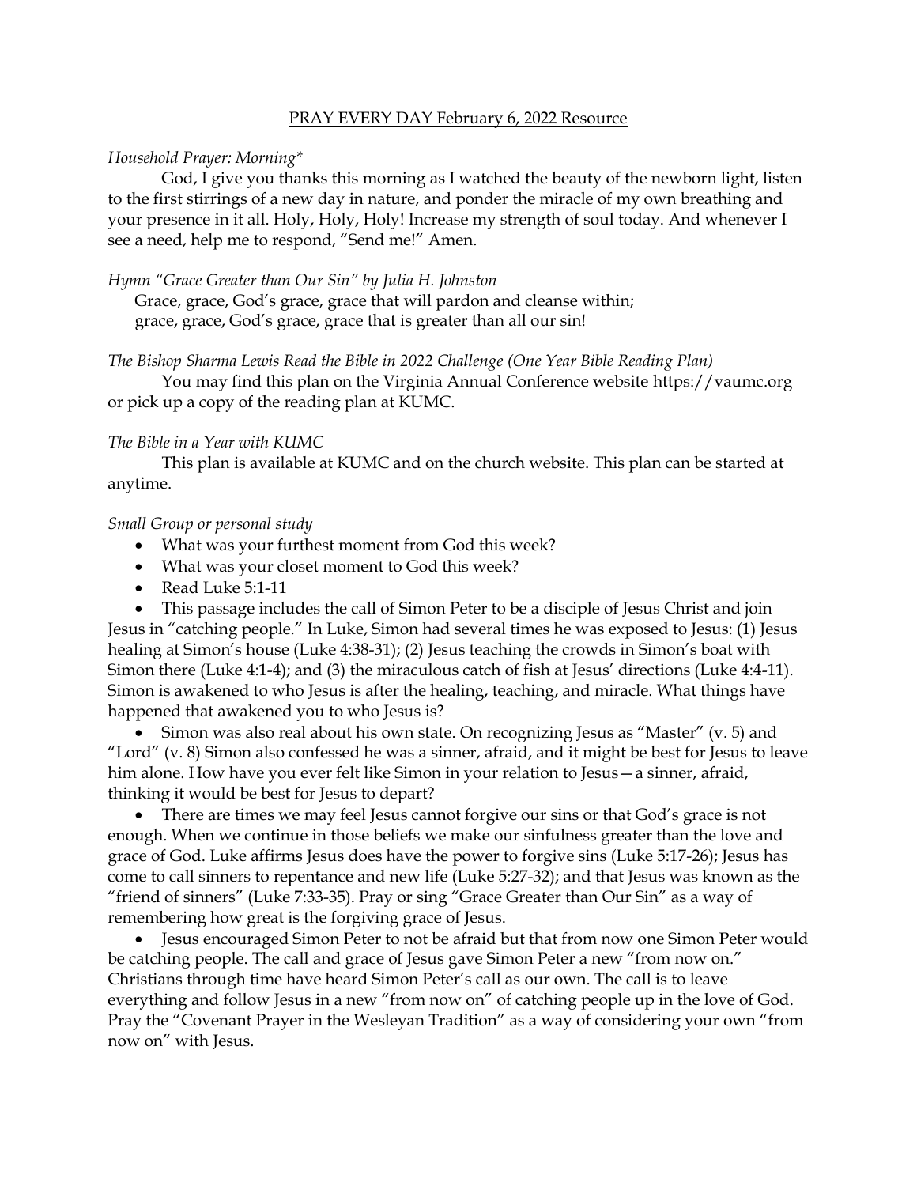PRAY EVERY DAY February 6, 2022 Resource

*Household Prayer: Morning**

God, I give you thanks this morning as I watched the beauty of the newborn light, listen to the first stirrings of a new day in nature, and ponder the miracle of my own breathing and your presence in it all. Holy, Holy, Holy! Increase my strength of soul today. And whenever I see a need, help me to respond, "Send me!" Amen.

*Hymn "Grace Greater than Our Sin" by Julia H. Johnston*

Grace, grace, God's grace, grace that will pardon and cleanse within;
grace, grace, God's grace, grace that is greater than all our sin!

*The Bishop Sharma Lewis Read the Bible in 2022 Challenge (One Year Bible Reading Plan)*

You may find this plan on the Virginia Annual Conference website https://vaumc.org or pick up a copy of the reading plan at KUMC.

*The Bible in a Year with KUMC*

This plan is available at KUMC and on the church website. This plan can be started at anytime.

*Small Group or personal study*

- What was your furthest moment from God this week?
- What was your closet moment to God this week?
- Read Luke 5:1-11
- This passage includes the call of Simon Peter to be a disciple of Jesus Christ and join Jesus in "catching people." In Luke, Simon had several times he was exposed to Jesus: (1) Jesus healing at Simon's house (Luke 4:38-31); (2) Jesus teaching the crowds in Simon's boat with Simon there (Luke 4:1-4); and (3) the miraculous catch of fish at Jesus' directions (Luke 4:4-11). Simon is awakened to who Jesus is after the healing, teaching, and miracle. What things have happened that awakened you to who Jesus is?
- Simon was also real about his own state. On recognizing Jesus as "Master" (v. 5) and "Lord" (v. 8) Simon also confessed he was a sinner, afraid, and it might be best for Jesus to leave him alone. How have you ever felt like Simon in your relation to Jesus—a sinner, afraid, thinking it would be best for Jesus to depart?
- There are times we may feel Jesus cannot forgive our sins or that God's grace is not enough. When we continue in those beliefs we make our sinfulness greater than the love and grace of God. Luke affirms Jesus does have the power to forgive sins (Luke 5:17-26); Jesus has come to call sinners to repentance and new life (Luke 5:27-32); and that Jesus was known as the "friend of sinners" (Luke 7:33-35). Pray or sing "Grace Greater than Our Sin" as a way of remembering how great is the forgiving grace of Jesus.
- Jesus encouraged Simon Peter to not be afraid but that from now one Simon Peter would be catching people. The call and grace of Jesus gave Simon Peter a new "from now on." Christians through time have heard Simon Peter's call as our own. The call is to leave everything and follow Jesus in a new "from now on" of catching people up in the love of God. Pray the "Covenant Prayer in the Wesleyan Tradition" as a way of considering your own "from now on" with Jesus.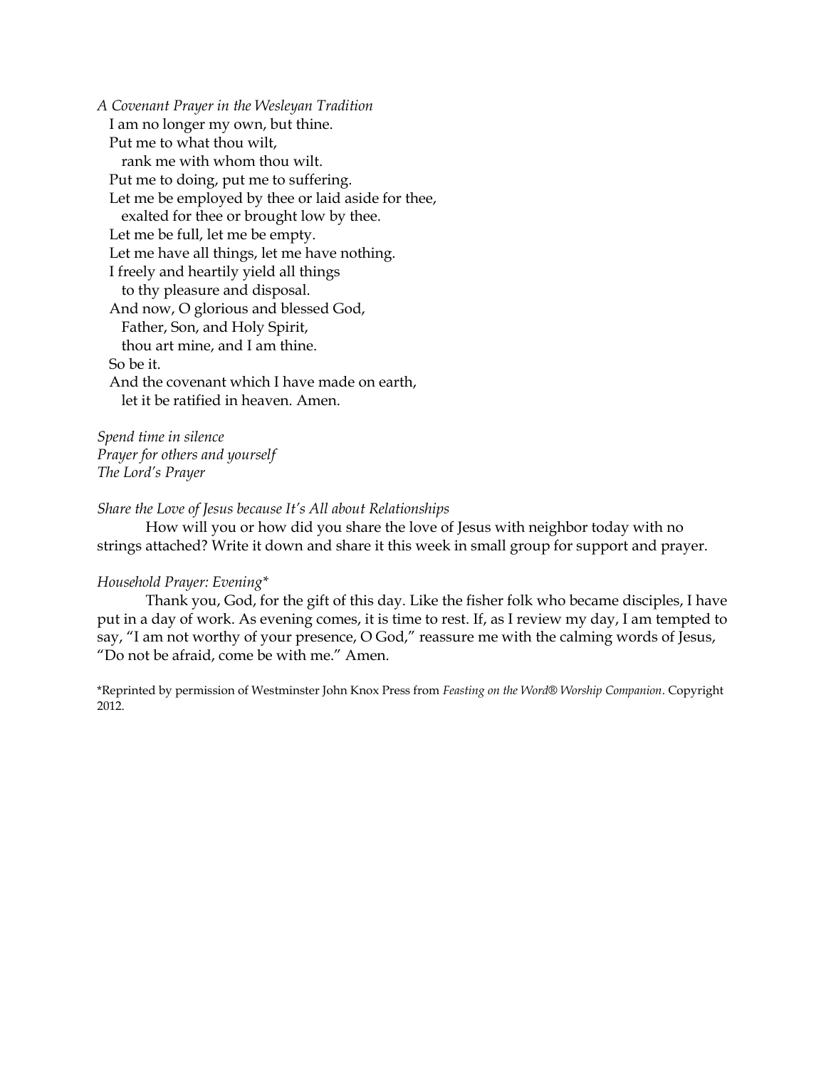*A Covenant Prayer in the Wesleyan Tradition*

I am no longer my own, but thine.  
Put me to what thou wilt,  
rank me with whom thou wilt.  
Put me to doing, put me to suffering.  
Let me be employed by thee or laid aside for thee,  
exalted for thee or brought low by thee.  
Let me be full, let me be empty.  
Let me have all things, let me have nothing.  
I freely and heartily yield all things  
to thy pleasure and disposal.  
And now, O glorious and blessed God,  
Father, Son, and Holy Spirit,  
thou art mine, and I am thine.  
So be it.  
And the covenant which I have made on earth,  
let it be ratified in heaven. Amen.

*Spend time in silence*  
*Prayer for others and yourself*  
*The Lord's Prayer*

*Share the Love of Jesus because It's All about Relationships*

How will you or how did you share the love of Jesus with neighbor today with no strings attached? Write it down and share it this week in small group for support and prayer.

*Household Prayer: Evening**

Thank you, God, for the gift of this day. Like the fisher folk who became disciples, I have put in a day of work. As evening comes, it is time to rest. If, as I review my day, I am tempted to say, "I am not worthy of your presence, O God," reassure me with the calming words of Jesus, "Do not be afraid, come be with me." Amen.

*Reprinted by permission of Westminster John Knox Press from *Feasting on the Word® Worship Companion*. Copyright 2012.